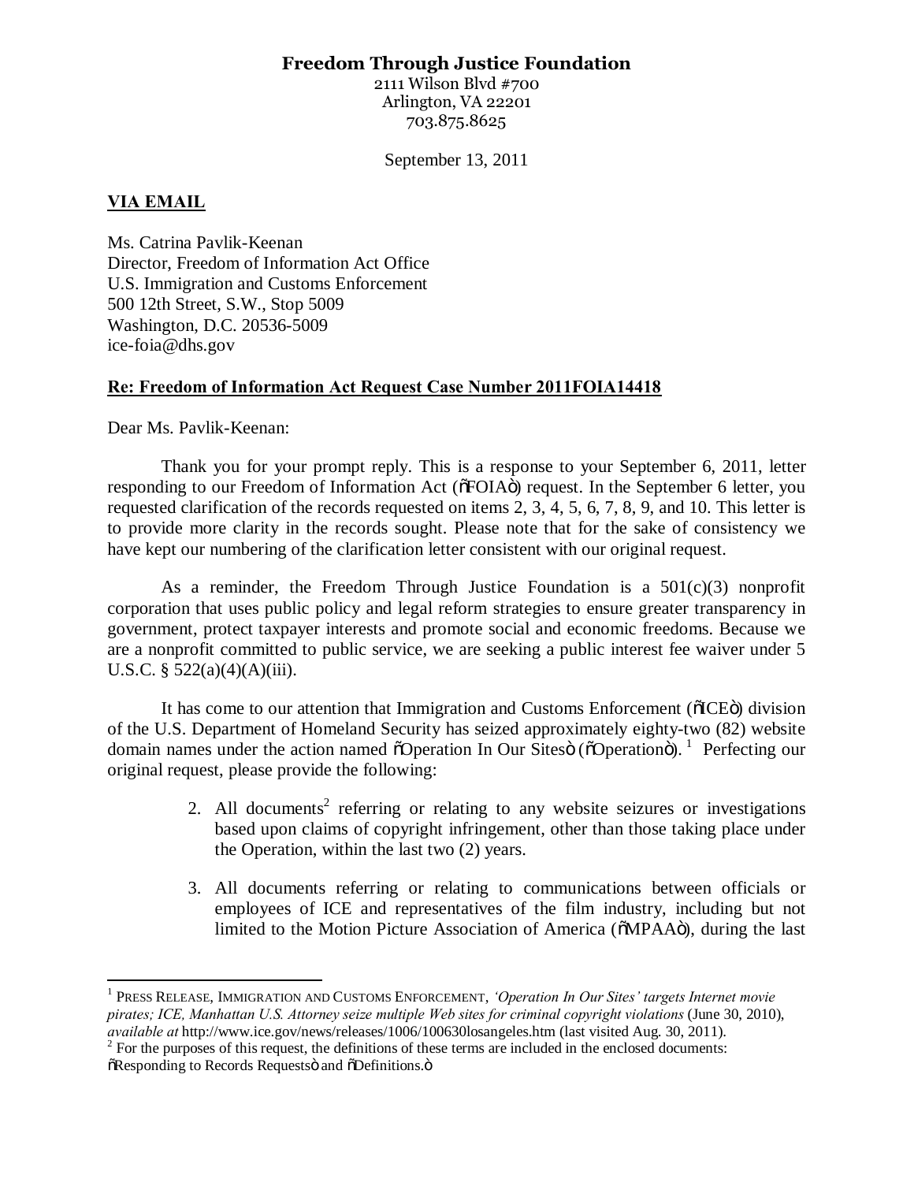**Freedom Through Justice Foundation**
2111 Wilson Blvd #700
Arlington, VA 22201
703.875.8625

September 13, 2011

**VIA EMAIL**

Ms. Catrina Pavlik-Keenan
Director, Freedom of Information Act Office
U.S. Immigration and Customs Enforcement
500 12th Street, S.W., Stop 5009
Washington, D.C. 20536-5009
ice-foia@dhs.gov

**Re: Freedom of Information Act Request Case Number 2011FOIA14418**

Dear Ms. Pavlik-Keenan:

Thank you for your prompt reply. This is a response to your September 6, 2011, letter responding to our Freedom of Information Act (õFOIAö) request. In the September 6 letter, you requested clarification of the records requested on items 2, 3, 4, 5, 6, 7, 8, 9, and 10. This letter is to provide more clarity in the records sought. Please note that for the sake of consistency we have kept our numbering of the clarification letter consistent with our original request.

As a reminder, the Freedom Through Justice Foundation is a 501(c)(3) nonprofit corporation that uses public policy and legal reform strategies to ensure greater transparency in government, protect taxpayer interests and promote social and economic freedoms. Because we are a nonprofit committed to public service, we are seeking a public interest fee waiver under 5 U.S.C. § 522(a)(4)(A)(iii).

It has come to our attention that Immigration and Customs Enforcement (õICEö) division of the U.S. Department of Homeland Security has seized approximately eighty-two (82) website domain names under the action named õOperation In Our Sitesö (õOperationö).[1] Perfecting our original request, please provide the following:

2. All documents[2] referring or relating to any website seizures or investigations based upon claims of copyright infringement, other than those taking place under the Operation, within the last two (2) years.

3. All documents referring or relating to communications between officials or employees of ICE and representatives of the film industry, including but not limited to the Motion Picture Association of America (õMPAAö), during the last

---

[1] PRESS RELEASE, IMMIGRATION AND CUSTOMS ENFORCEMENT, *'Operation In Our Sites' targets Internet movie pirates; ICE, Manhattan U.S. Attorney seize multiple Web sites for criminal copyright violations* (June 30, 2010), *available at* http://www.ice.gov/news/releases/1006/100630losangeles.htm (last visited Aug. 30, 2011).

[2] For the purposes of this request, the definitions of these terms are included in the enclosed documents: õResponding to Records Requestsö and õDefinitions.ö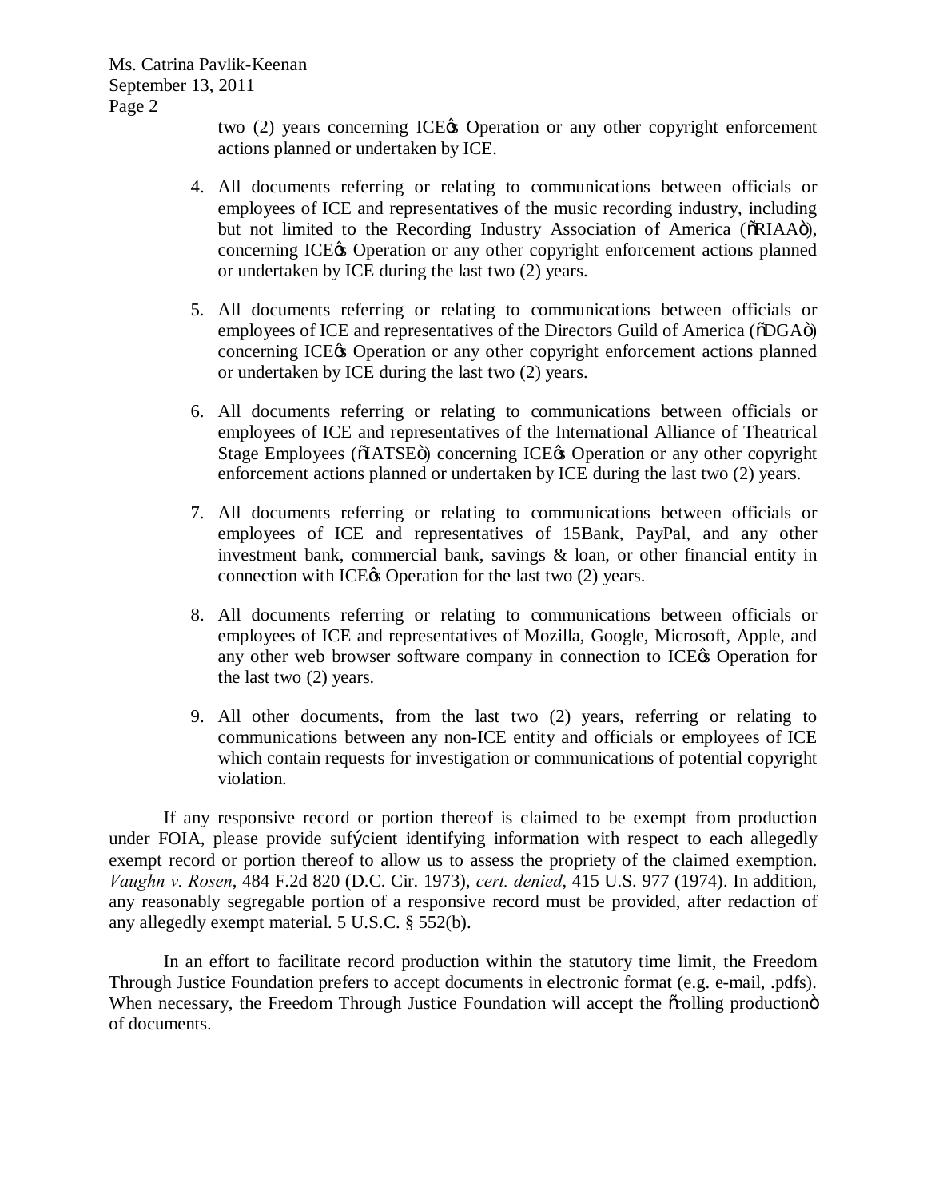two (2) years concerning ICE's Operation or any other copyright enforcement actions planned or undertaken by ICE.

4. All documents referring or relating to communications between officials or employees of ICE and representatives of the music recording industry, including but not limited to the Recording Industry Association of America ("RIAA"), concerning ICE's Operation or any other copyright enforcement actions planned or undertaken by ICE during the last two (2) years.

5. All documents referring or relating to communications between officials or employees of ICE and representatives of the Directors Guild of America ("DGA") concerning ICE's Operation or any other copyright enforcement actions planned or undertaken by ICE during the last two (2) years.

6. All documents referring or relating to communications between officials or employees of ICE and representatives of the International Alliance of Theatrical Stage Employees ("IATSE") concerning ICE's Operation or any other copyright enforcement actions planned or undertaken by ICE during the last two (2) years.

7. All documents referring or relating to communications between officials or employees of ICE and representatives of 15Bank, PayPal, and any other investment bank, commercial bank, savings & loan, or other financial entity in connection with ICE's Operation for the last two (2) years.

8. All documents referring or relating to communications between officials or employees of ICE and representatives of Mozilla, Google, Microsoft, Apple, and any other web browser software company in connection to ICE's Operation for the last two (2) years.

9. All other documents, from the last two (2) years, referring or relating to communications between any non-ICE entity and officials or employees of ICE which contain requests for investigation or communications of potential copyright violation.

If any responsive record or portion thereof is claimed to be exempt from production under FOIA, please provide sufficient identifying information with respect to each allegedly exempt record or portion thereof to allow us to assess the propriety of the claimed exemption. *Vaughn v. Rosen*, 484 F.2d 820 (D.C. Cir. 1973), *cert. denied*, 415 U.S. 977 (1974). In addition, any reasonably segregable portion of a responsive record must be provided, after redaction of any allegedly exempt material. 5 U.S.C. § 552(b).

In an effort to facilitate record production within the statutory time limit, the Freedom Through Justice Foundation prefers to accept documents in electronic format (e.g. e-mail, .pdfs). When necessary, the Freedom Through Justice Foundation will accept the "rolling production" of documents.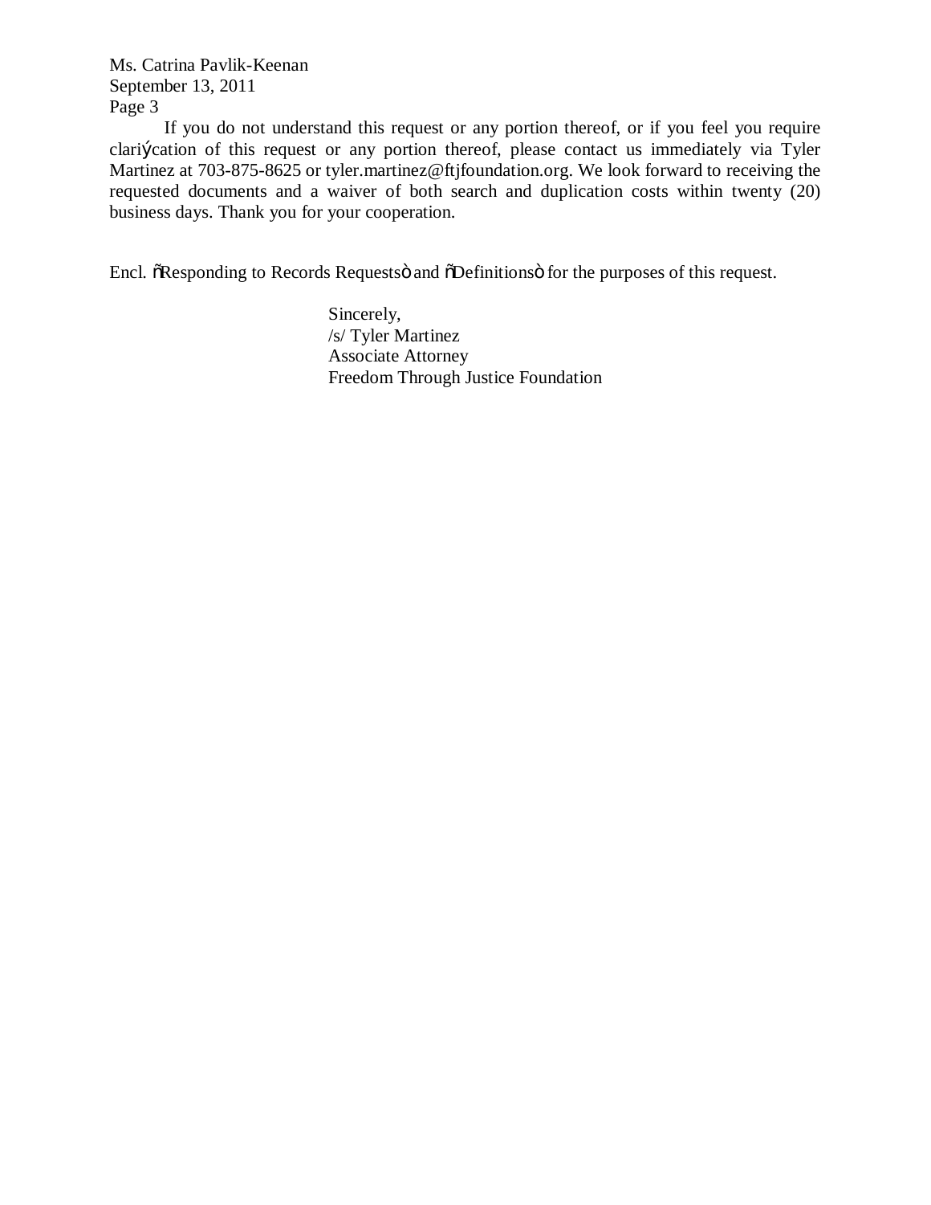If you do not understand this request or any portion thereof, or if you feel you require clarification of this request or any portion thereof, please contact us immediately via Tyler Martinez at 703-875-8625 or tyler.martinez@ftjfoundation.org. We look forward to receiving the requested documents and a waiver of both search and duplication costs within twenty (20) business days. Thank you for your cooperation.

Encl. "Responding to Records Requests" and "Definitions" for the purposes of this request.

Sincerely,
/s/ Tyler Martinez
Associate Attorney
Freedom Through Justice Foundation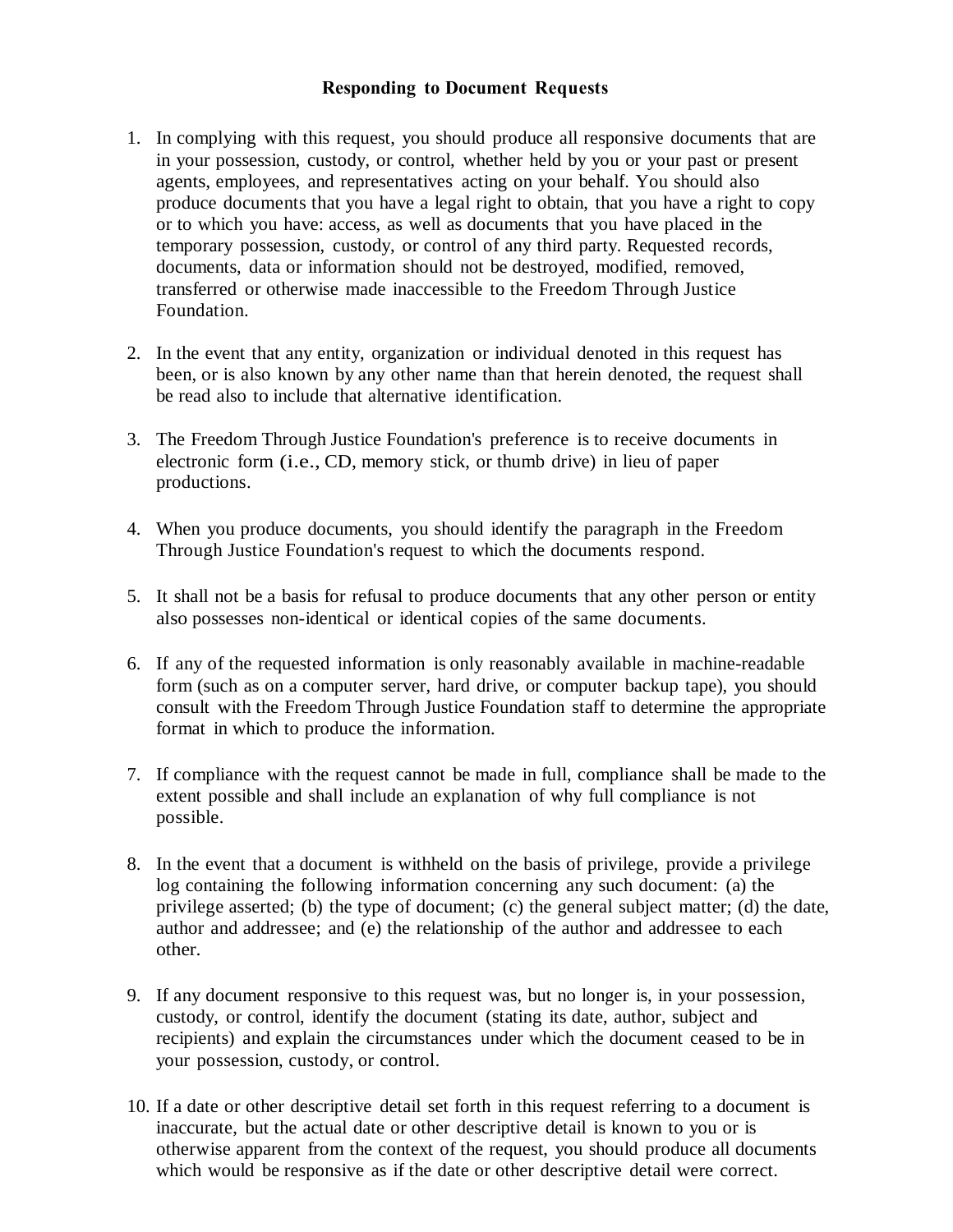**Responding to Document Requests**

1. In complying with this request, you should produce all responsive documents that are in your possession, custody, or control, whether held by you or your past or present agents, employees, and representatives acting on your behalf. You should also produce documents that you have a legal right to obtain, that you have a right to copy or to which you have: access, as well as documents that you have placed in the temporary possession, custody, or control of any third party. Requested records, documents, data or information should not be destroyed, modified, removed, transferred or otherwise made inaccessible to the Freedom Through Justice Foundation.

2. In the event that any entity, organization or individual denoted in this request has been, or is also known by any other name than that herein denoted, the request shall be read also to include that alternative identification.

3. The Freedom Through Justice Foundation's preference is to receive documents in electronic form (i.e., CD, memory stick, or thumb drive) in lieu of paper productions.

4. When you produce documents, you should identify the paragraph in the Freedom Through Justice Foundation's request to which the documents respond.

5. It shall not be a basis for refusal to produce documents that any other person or entity also possesses non-identical or identical copies of the same documents.

6. If any of the requested information is only reasonably available in machine-readable form (such as on a computer server, hard drive, or computer backup tape), you should consult with the Freedom Through Justice Foundation staff to determine the appropriate format in which to produce the information.

7. If compliance with the request cannot be made in full, compliance shall be made to the extent possible and shall include an explanation of why full compliance is not possible.

8. In the event that a document is withheld on the basis of privilege, provide a privilege log containing the following information concerning any such document: (a) the privilege asserted; (b) the type of document; (c) the general subject matter; (d) the date, author and addressee; and (e) the relationship of the author and addressee to each other.

9. If any document responsive to this request was, but no longer is, in your possession, custody, or control, identify the document (stating its date, author, subject and recipients) and explain the circumstances under which the document ceased to be in your possession, custody, or control.

10. If a date or other descriptive detail set forth in this request referring to a document is inaccurate, but the actual date or other descriptive detail is known to you or is otherwise apparent from the context of the request, you should produce all documents which would be responsive as if the date or other descriptive detail were correct.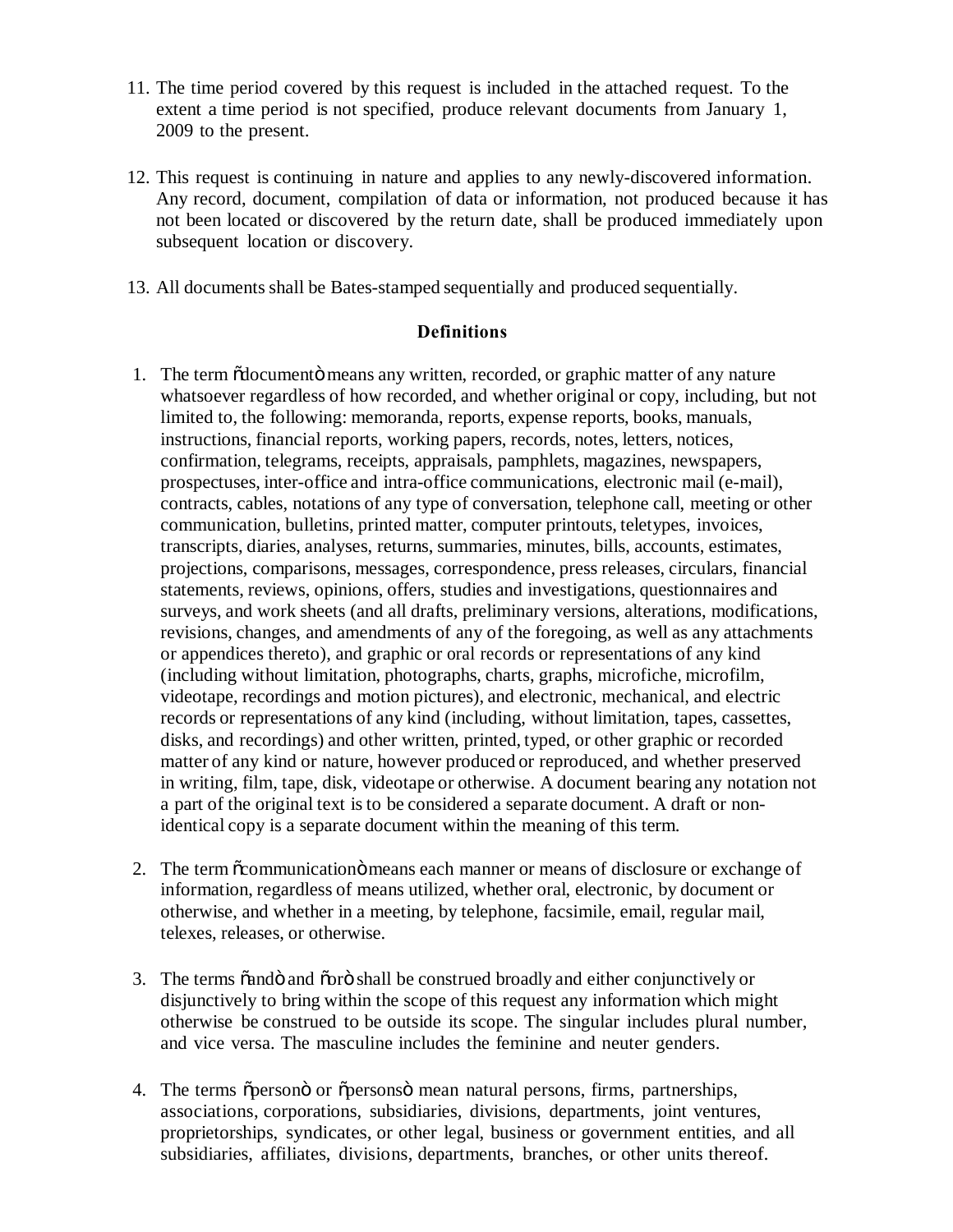11. The time period covered by this request is included in the attached request. To the extent a time period is not specified, produce relevant documents from January 1, 2009 to the present.

12. This request is continuing in nature and applies to any newly-discovered information. Any record, document, compilation of data or information, not produced because it has not been located or discovered by the return date, shall be produced immediately upon subsequent location or discovery.

13. All documents shall be Bates-stamped sequentially and produced sequentially.

**Definitions**

1. The term õdocumentö means any written, recorded, or graphic matter of any nature whatsoever regardless of how recorded, and whether original or copy, including, but not limited to, the following: memoranda, reports, expense reports, books, manuals, instructions, financial reports, working papers, records, notes, letters, notices, confirmation, telegrams, receipts, appraisals, pamphlets, magazines, newspapers, prospectuses, inter-office and intra-office communications, electronic mail (e-mail), contracts, cables, notations of any type of conversation, telephone call, meeting or other communication, bulletins, printed matter, computer printouts, teletypes, invoices, transcripts, diaries, analyses, returns, summaries, minutes, bills, accounts, estimates, projections, comparisons, messages, correspondence, press releases, circulars, financial statements, reviews, opinions, offers, studies and investigations, questionnaires and surveys, and work sheets (and all drafts, preliminary versions, alterations, modifications, revisions, changes, and amendments of any of the foregoing, as well as any attachments or appendices thereto), and graphic or oral records or representations of any kind (including without limitation, photographs, charts, graphs, microfiche, microfilm, videotape, recordings and motion pictures), and electronic, mechanical, and electric records or representations of any kind (including, without limitation, tapes, cassettes, disks, and recordings) and other written, printed, typed, or other graphic or recorded matter of any kind or nature, however produced or reproduced, and whether preserved in writing, film, tape, disk, videotape or otherwise. A document bearing any notation not a part of the original text is to be considered a separate document. A draft or non-identical copy is a separate document within the meaning of this term.

2. The term õcommunicationö means each manner or means of disclosure or exchange of information, regardless of means utilized, whether oral, electronic, by document or otherwise, and whether in a meeting, by telephone, facsimile, email, regular mail, telexes, releases, or otherwise.

3. The terms õandö and õorö shall be construed broadly and either conjunctively or disjunctively to bring within the scope of this request any information which might otherwise be construed to be outside its scope. The singular includes plural number, and vice versa. The masculine includes the feminine and neuter genders.

4. The terms õpersonö or õpersonsö mean natural persons, firms, partnerships, associations, corporations, subsidiaries, divisions, departments, joint ventures, proprietorships, syndicates, or other legal, business or government entities, and all subsidiaries, affiliates, divisions, departments, branches, or other units thereof.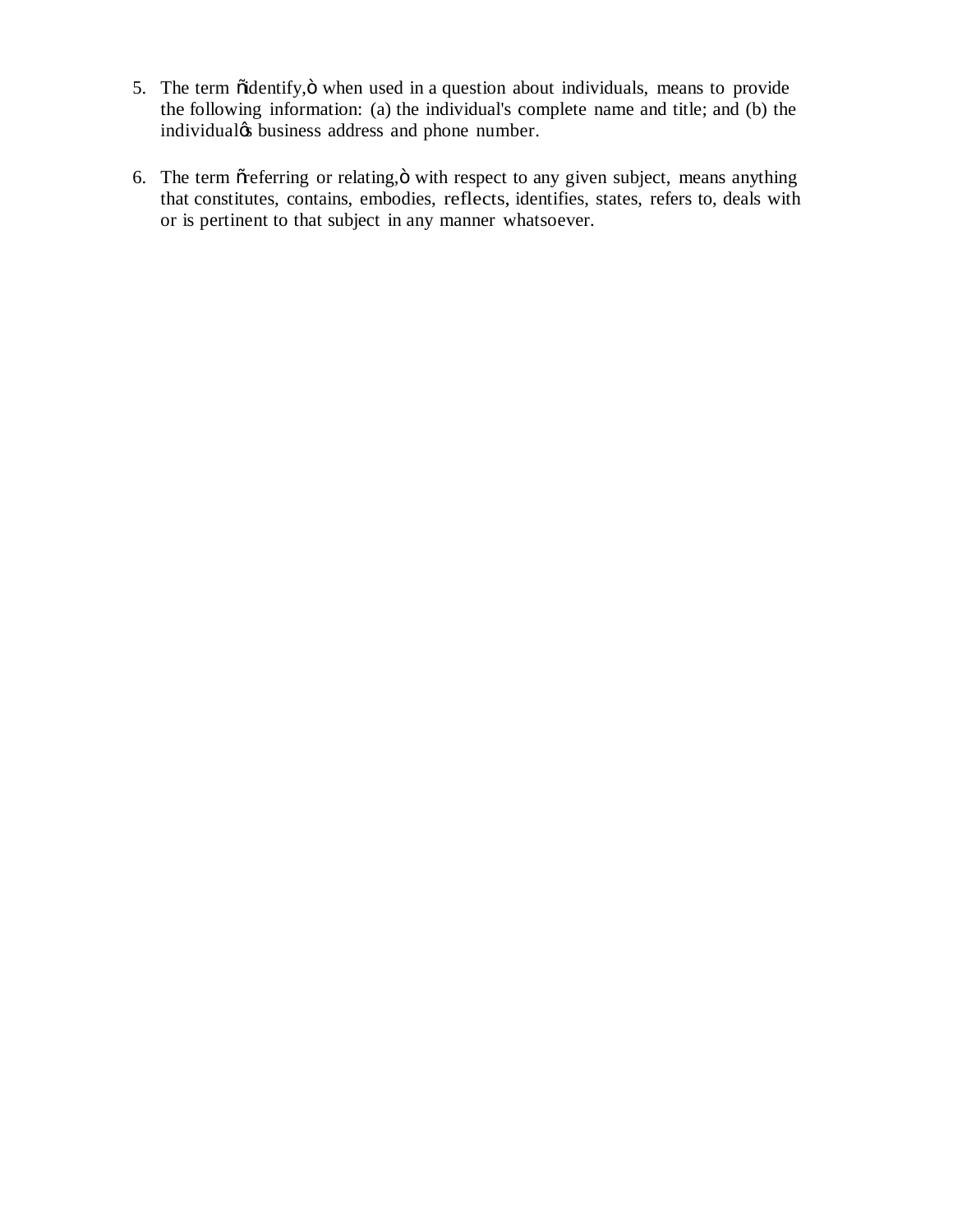5. The term "identify," when used in a question about individuals, means to provide the following information: (a) the individual's complete name and title; and (b) the individual's business address and phone number.

6. The term "referring or relating," with respect to any given subject, means anything that constitutes, contains, embodies, reflects, identifies, states, refers to, deals with or is pertinent to that subject in any manner whatsoever.